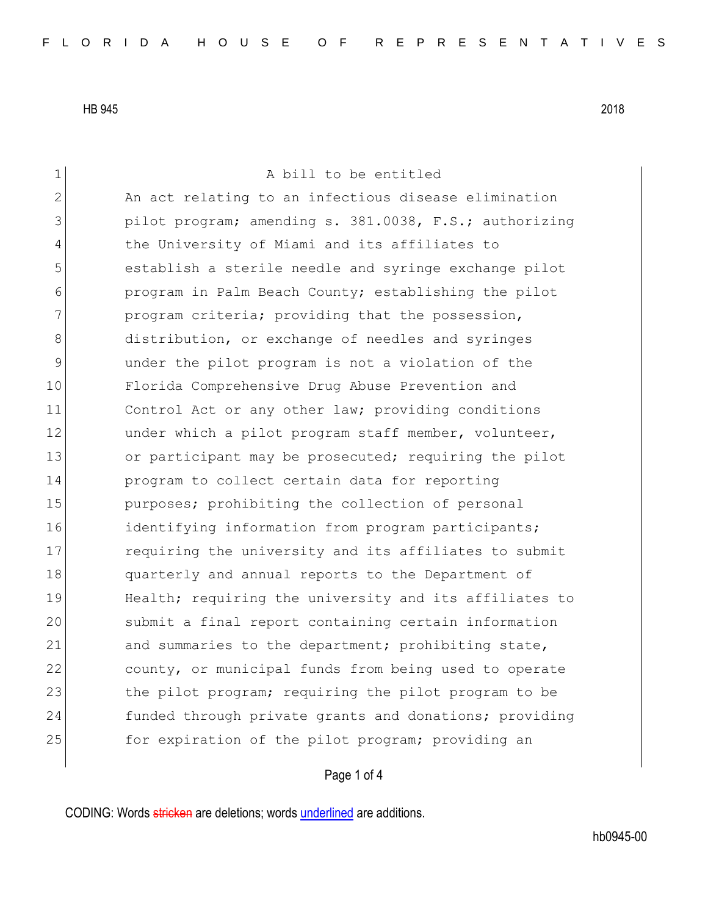HB 945 2018

A bill to be entitled

An act relating to an infectious disease elimination pilot program; amending s. 381.0038, F.S.; authorizing the University of Miami and its affiliates to establish a sterile needle and syringe exchange pilot program in Palm Beach County; establishing the pilot program criteria; providing that the possession, distribution, or exchange of needles and syringes under the pilot program is not a violation of the Florida Comprehensive Drug Abuse Prevention and Control Act or any other law; providing conditions under which a pilot program staff member, volunteer, or participant may be prosecuted; requiring the pilot program to collect certain data for reporting purposes; prohibiting the collection of personal identifying information from program participants; requiring the university and its affiliates to submit quarterly and annual reports to the Department of Health; requiring the university and its affiliates to submit a final report containing certain information and summaries to the department; prohibiting state, county, or municipal funds from being used to operate the pilot program; requiring the pilot program to be funded through private grants and donations; providing for expiration of the pilot program; providing an

CODING: Words stricken are deletions; words underlined are additions.

hb0945-00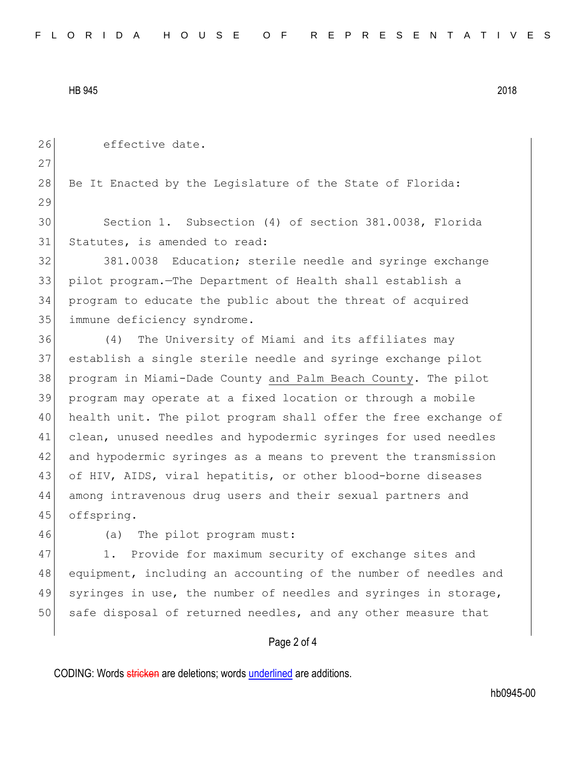effective date.

Be It Enacted by the Legislature of the State of Florida:

Section 1. Subsection (4) of section 381.0038, Florida Statutes, is amended to read:

381.0038 Education; sterile needle and syringe exchange pilot program.—The Department of Health shall establish a program to educate the public about the threat of acquired immune deficiency syndrome.

(4) The University of Miami and its affiliates may establish a single sterile needle and syringe exchange pilot program in Miami-Dade County <u>and Palm Beach County</u>. The pilot program may operate at a fixed location or through a mobile health unit. The pilot program shall offer the free exchange of clean, unused needles and hypodermic syringes for used needles and hypodermic syringes as a means to prevent the transmission of HIV, AIDS, viral hepatitis, or other blood-borne diseases among intravenous drug users and their sexual partners and offspring.

(a) The pilot program must:

1. Provide for maximum security of exchange sites and equipment, including an accounting of the number of needles and syringes in use, the number of needles and syringes in storage, safe disposal of returned needles, and any other measure that

CODING: Words ~~stricken~~ are deletions; words <u>underlined</u> are additions.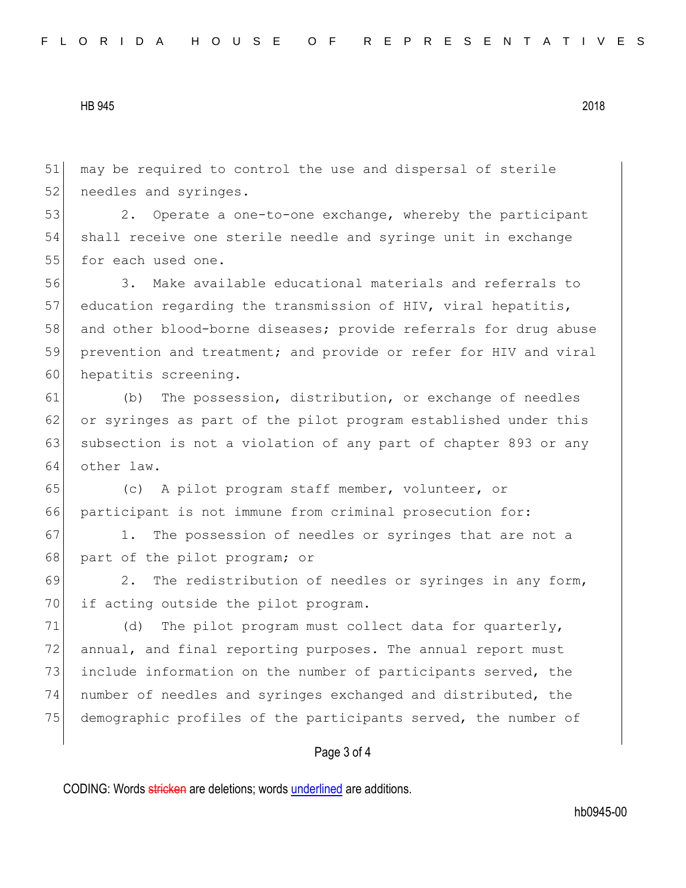may be required to control the use and dispersal of sterile needles and syringes.

2. Operate a one-to-one exchange, whereby the participant shall receive one sterile needle and syringe unit in exchange for each used one.

3. Make available educational materials and referrals to education regarding the transmission of HIV, viral hepatitis, and other blood-borne diseases; provide referrals for drug abuse prevention and treatment; and provide or refer for HIV and viral hepatitis screening.

(b) The possession, distribution, or exchange of needles or syringes as part of the pilot program established under this subsection is not a violation of any part of chapter 893 or any other law.

(c) A pilot program staff member, volunteer, or participant is not immune from criminal prosecution for:

1. The possession of needles or syringes that are not a part of the pilot program; or

2. The redistribution of needles or syringes in any form, if acting outside the pilot program.

(d) The pilot program must collect data for quarterly, annual, and final reporting purposes. The annual report must include information on the number of participants served, the number of needles and syringes exchanged and distributed, the demographic profiles of the participants served, the number of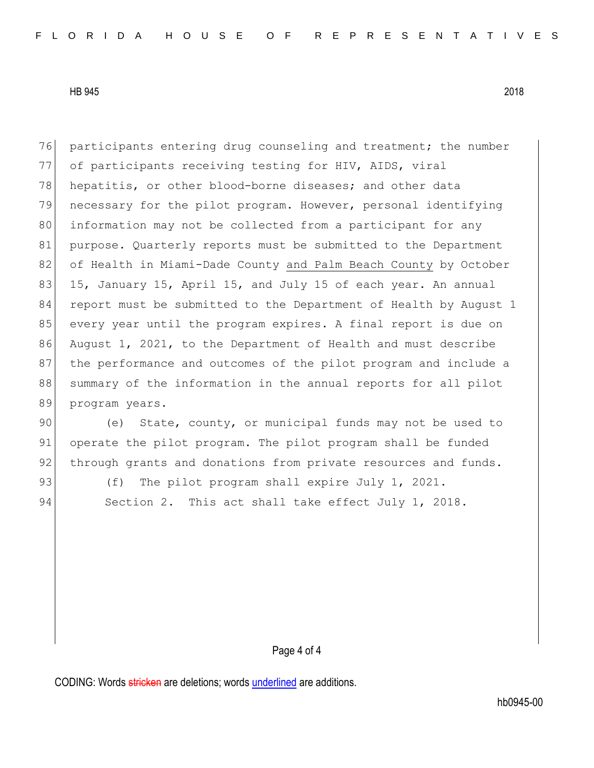participants entering drug counseling and treatment; the number of participants receiving testing for HIV, AIDS, viral hepatitis, or other blood-borne diseases; and other data necessary for the pilot program. However, personal identifying information may not be collected from a participant for any purpose. Quarterly reports must be submitted to the Department of Health in Miami-Dade County <u>and Palm Beach County</u> by October 15, January 15, April 15, and July 15 of each year. An annual report must be submitted to the Department of Health by August 1 every year until the program expires. A final report is due on August 1, 2021, to the Department of Health and must describe the performance and outcomes of the pilot program and include a summary of the information in the annual reports for all pilot program years.

(e) State, county, or municipal funds may not be used to operate the pilot program. The pilot program shall be funded through grants and donations from private resources and funds.

(f) The pilot program shall expire July 1, 2021.

Section 2. This act shall take effect July 1, 2018.